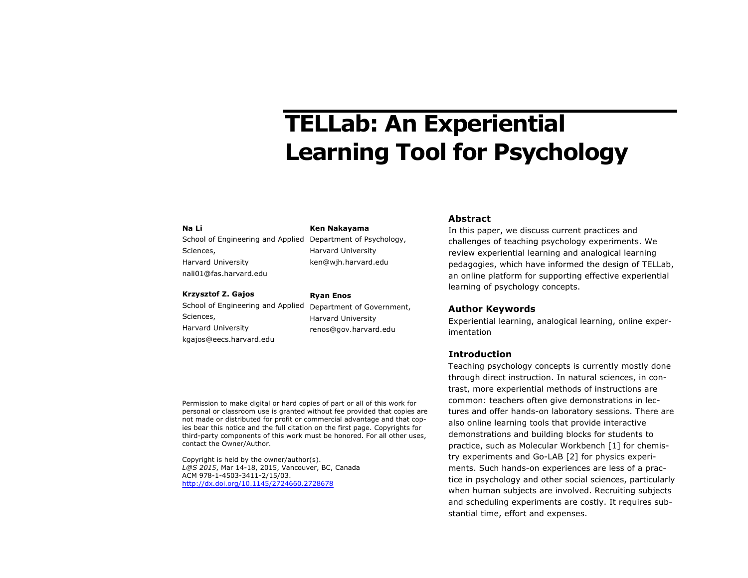# TELLab: An Experiential Learning Tool for Psychology

**Na Li**
School of Engineering and Applied Sciences,
Harvard University
nali01@fas.harvard.edu

**Ken Nakayama**
Department of Psychology,
Harvard University
ken@wjh.harvard.edu

**Krzysztof Z. Gajos**
School of Engineering and Applied Sciences,
Harvard University
kgajos@eecs.harvard.edu

**Ryan Enos**
Department of Government,
Harvard University
renos@gov.harvard.edu

Permission to make digital or hard copies of part or all of this work for personal or classroom use is granted without fee provided that copies are not made or distributed for profit or commercial advantage and that copies bear this notice and the full citation on the first page. Copyrights for third-party components of this work must be honored. For all other uses, contact the Owner/Author.

Copyright is held by the owner/author(s).
*L@S 2015*, Mar 14-18, 2015, Vancouver, BC, Canada
ACM 978-1-4503-3411-2/15/03.
http://dx.doi.org/10.1145/2724660.2728678

## Abstract

In this paper, we discuss current practices and challenges of teaching psychology experiments. We review experiential learning and analogical learning pedagogies, which have informed the design of TELLab, an online platform for supporting effective experiential learning of psychology concepts.

## Author Keywords

Experiential learning, analogical learning, online experimentation

## Introduction

Teaching psychology concepts is currently mostly done through direct instruction. In natural sciences, in contrast, more experiential methods of instructions are common: teachers often give demonstrations in lectures and offer hands-on laboratory sessions. There are also online learning tools that provide interactive demonstrations and building blocks for students to practice, such as Molecular Workbench [1] for chemistry experiments and Go-LAB [2] for physics experiments. Such hands-on experiences are less of a practice in psychology and other social sciences, particularly when human subjects are involved. Recruiting subjects and scheduling experiments are costly. It requires substantial time, effort and expenses.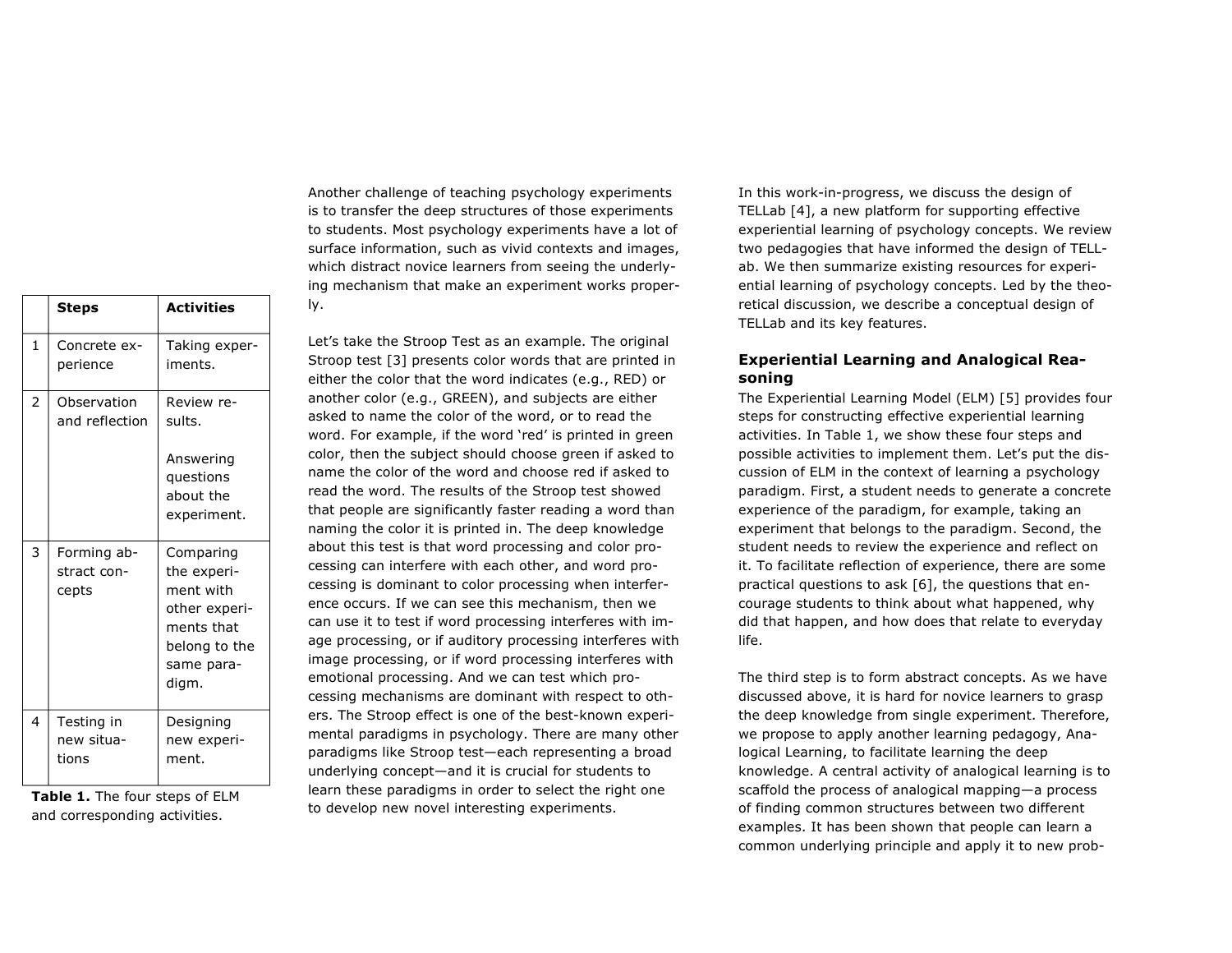| | Steps | Activities |
|---|---|---|
| 1 | Concrete experience | Taking experiments. |
| 2 | Observation and reflection | Review results.<br><br>Answering questions about the experiment. |
| 3 | Forming abstract concepts | Comparing the experiment with other experiments that belong to the same paradigm. |
| 4 | Testing in new situations | Designing new experiment. |

**Table 1.** The four steps of ELM and corresponding activities.

Another challenge of teaching psychology experiments is to transfer the deep structures of those experiments to students. Most psychology experiments have a lot of surface information, such as vivid contexts and images, which distract novice learners from seeing the underlying mechanism that make an experiment works properly.

Let's take the Stroop Test as an example. The original Stroop test [3] presents color words that are printed in either the color that the word indicates (e.g., RED) or another color (e.g., GREEN), and subjects are either asked to name the color of the word, or to read the word. For example, if the word 'red' is printed in green color, then the subject should choose green if asked to name the color of the word and choose red if asked to read the word. The results of the Stroop test showed that people are significantly faster reading a word than naming the color it is printed in. The deep knowledge about this test is that word processing and color processing can interfere with each other, and word processing is dominant to color processing when interference occurs. If we can see this mechanism, then we can use it to test if word processing interferes with image processing, or if auditory processing interferes with image processing, or if word processing interferes with emotional processing. And we can test which processing mechanisms are dominant with respect to others. The Stroop effect is one of the best-known experimental paradigms in psychology. There are many other paradigms like Stroop test—each representing a broad underlying concept—and it is crucial for students to learn these paradigms in order to select the right one to develop new novel interesting experiments.

In this work-in-progress, we discuss the design of TELLab [4], a new platform for supporting effective experiential learning of psychology concepts. We review two pedagogies that have informed the design of TELLab. We then summarize existing resources for experiential learning of psychology concepts. Led by the theoretical discussion, we describe a conceptual design of TELLab and its key features.

### Experiential Learning and Analogical Reasoning

The Experiential Learning Model (ELM) [5] provides four steps for constructing effective experiential learning activities. In Table 1, we show these four steps and possible activities to implement them. Let's put the discussion of ELM in the context of learning a psychology paradigm. First, a student needs to generate a concrete experience of the paradigm, for example, taking an experiment that belongs to the paradigm. Second, the student needs to review the experience and reflect on it. To facilitate reflection of experience, there are some practical questions to ask [6], the questions that encourage students to think about what happened, why did that happen, and how does that relate to everyday life.

The third step is to form abstract concepts. As we have discussed above, it is hard for novice learners to grasp the deep knowledge from single experiment. Therefore, we propose to apply another learning pedagogy, Analogical Learning, to facilitate learning the deep knowledge. A central activity of analogical learning is to scaffold the process of analogical mapping—a process of finding common structures between two different examples. It has been shown that people can learn a common underlying principle and apply it to new prob-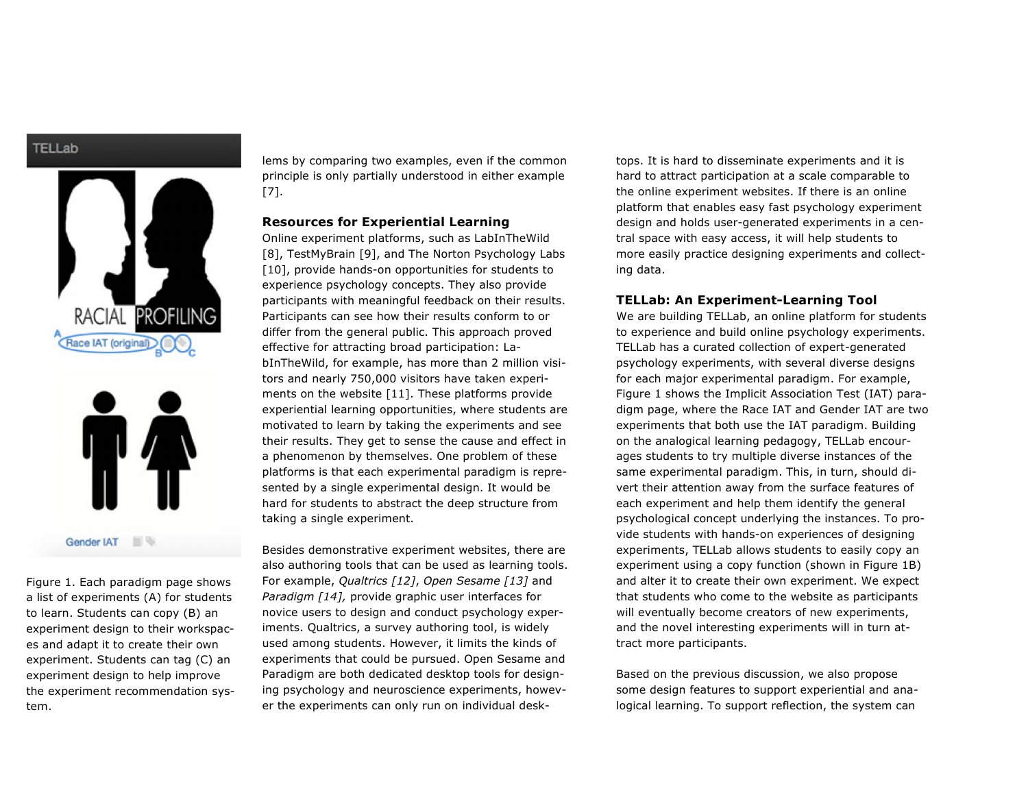Figure 1. Each paradigm page shows a list of experiments (A) for students to learn. Students can copy (B) an experiment design to their workspaces and adapt it to create their own experiment. Students can tag (C) an experiment design to help improve the experiment recommendation system.

lems by comparing two examples, even if the common principle is only partially understood in either example [7].

### Resources for Experiential Learning

Online experiment platforms, such as LabInTheWild [8], TestMyBrain [9], and The Norton Psychology Labs [10], provide hands-on opportunities for students to experience psychology concepts. They also provide participants with meaningful feedback on their results. Participants can see how their results conform to or differ from the general public. This approach proved effective for attracting broad participation: LabInTheWild, for example, has more than 2 million visitors and nearly 750,000 visitors have taken experiments on the website [11]. These platforms provide experiential learning opportunities, where students are motivated to learn by taking the experiments and see their results. They get to sense the cause and effect in a phenomenon by themselves. One problem of these platforms is that each experimental paradigm is represented by a single experimental design. It would be hard for students to abstract the deep structure from taking a single experiment.

Besides demonstrative experiment websites, there are also authoring tools that can be used as learning tools. For example, *Qualtrics [12]*, *Open Sesame [13]* and *Paradigm [14],* provide graphic user interfaces for novice users to design and conduct psychology experiments. Qualtrics, a survey authoring tool, is widely used among students. However, it limits the kinds of experiments that could be pursued. Open Sesame and Paradigm are both dedicated desktop tools for designing psychology and neuroscience experiments, however the experiments can only run on individual desktops. It is hard to disseminate experiments and it is hard to attract participation at a scale comparable to the online experiment websites. If there is an online platform that enables easy fast psychology experiment design and holds user-generated experiments in a central space with easy access, it will help students to more easily practice designing experiments and collecting data.

### TELLab: An Experiment-Learning Tool

We are building TELLab, an online platform for students to experience and build online psychology experiments. TELLab has a curated collection of expert-generated psychology experiments, with several diverse designs for each major experimental paradigm. For example, Figure 1 shows the Implicit Association Test (IAT) paradigm page, where the Race IAT and Gender IAT are two experiments that both use the IAT paradigm. Building on the analogical learning pedagogy, TELLab encourages students to try multiple diverse instances of the same experimental paradigm. This, in turn, should divert their attention away from the surface features of each experiment and help them identify the general psychological concept underlying the instances. To provide students with hands-on experiences of designing experiments, TELLab allows students to easily copy an experiment using a copy function (shown in Figure 1B) and alter it to create their own experiment. We expect that students who come to the website as participants will eventually become creators of new experiments, and the novel interesting experiments will in turn attract more participants.

Based on the previous discussion, we also propose some design features to support experiential and analogical learning. To support reflection, the system can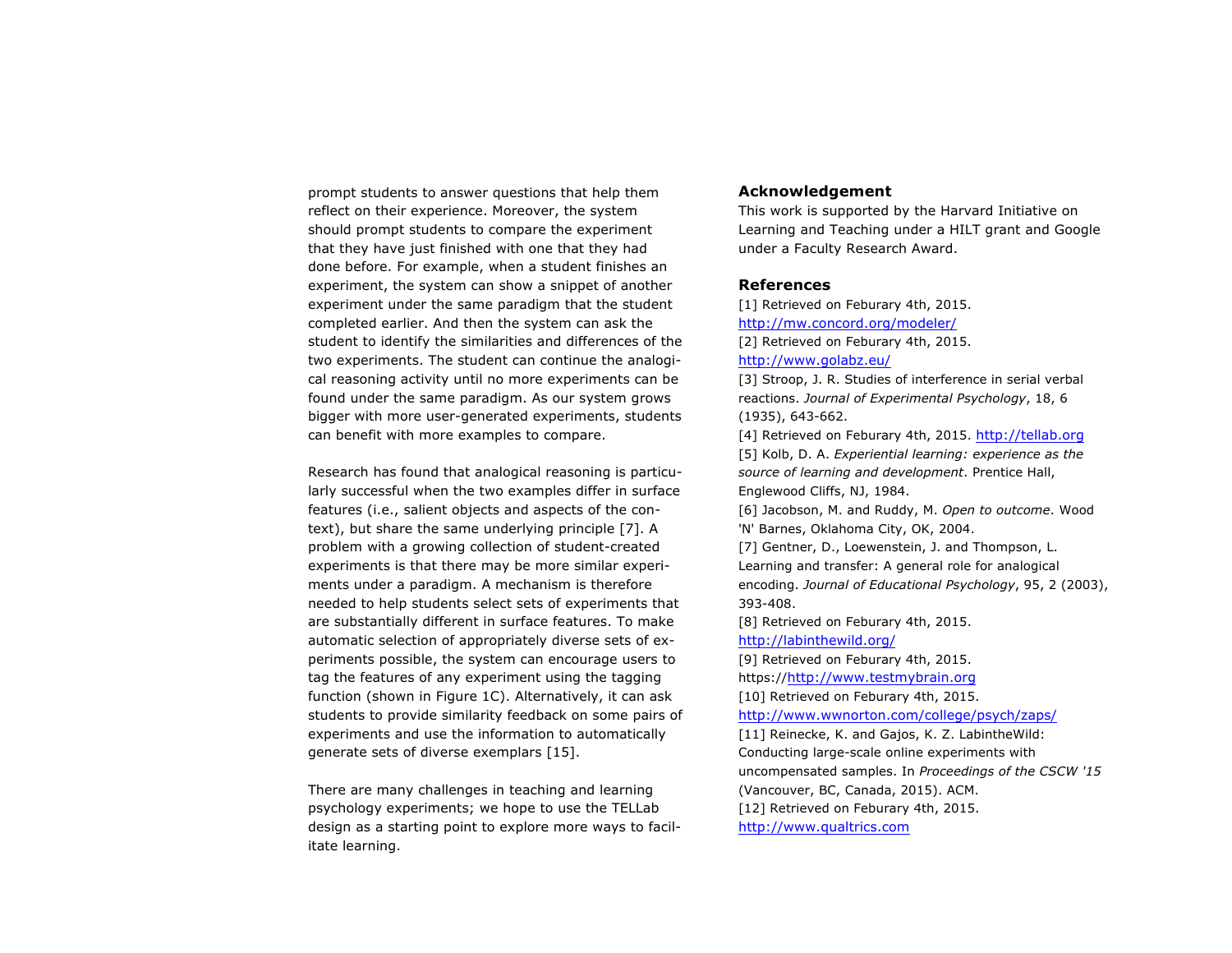prompt students to answer questions that help them reflect on their experience. Moreover, the system should prompt students to compare the experiment that they have just finished with one that they had done before. For example, when a student finishes an experiment, the system can show a snippet of another experiment under the same paradigm that the student completed earlier. And then the system can ask the student to identify the similarities and differences of the two experiments. The student can continue the analogical reasoning activity until no more experiments can be found under the same paradigm. As our system grows bigger with more user-generated experiments, students can benefit with more examples to compare.

Research has found that analogical reasoning is particularly successful when the two examples differ in surface features (i.e., salient objects and aspects of the context), but share the same underlying principle [7]. A problem with a growing collection of student-created experiments is that there may be more similar experiments under a paradigm. A mechanism is therefore needed to help students select sets of experiments that are substantially different in surface features. To make automatic selection of appropriately diverse sets of experiments possible, the system can encourage users to tag the features of any experiment using the tagging function (shown in Figure 1C). Alternatively, it can ask students to provide similarity feedback on some pairs of experiments and use the information to automatically generate sets of diverse exemplars [15].

There are many challenges in teaching and learning psychology experiments; we hope to use the TELLab design as a starting point to explore more ways to facilitate learning.

## Acknowledgement

This work is supported by the Harvard Initiative on Learning and Teaching under a HILT grant and Google under a Faculty Research Award.

## References

[1] Retrieved on Feburary 4th, 2015. http://mw.concord.org/modeler/

[2] Retrieved on Feburary 4th, 2015. http://www.golabz.eu/

[3] Stroop, J. R. Studies of interference in serial verbal reactions. *Journal of Experimental Psychology*, 18, 6 (1935), 643-662.

[4] Retrieved on Feburary 4th, 2015. http://tellab.org

[5] Kolb, D. A. *Experiential learning: experience as the source of learning and development*. Prentice Hall, Englewood Cliffs, NJ, 1984.

[6] Jacobson, M. and Ruddy, M. *Open to outcome*. Wood 'N' Barnes, Oklahoma City, OK, 2004.

[7] Gentner, D., Loewenstein, J. and Thompson, L. Learning and transfer: A general role for analogical encoding. *Journal of Educational Psychology*, 95, 2 (2003), 393-408.

[8] Retrieved on Feburary 4th, 2015. http://labinthewild.org/

[9] Retrieved on Feburary 4th, 2015. https://http://www.testmybrain.org

[10] Retrieved on Feburary 4th, 2015. http://www.wwnorton.com/college/psych/zaps/

[11] Reinecke, K. and Gajos, K. Z. LabintheWild: Conducting large-scale online experiments with uncompensated samples. In *Proceedings of the CSCW '15* (Vancouver, BC, Canada, 2015). ACM.

[12] Retrieved on Feburary 4th, 2015. http://www.qualtrics.com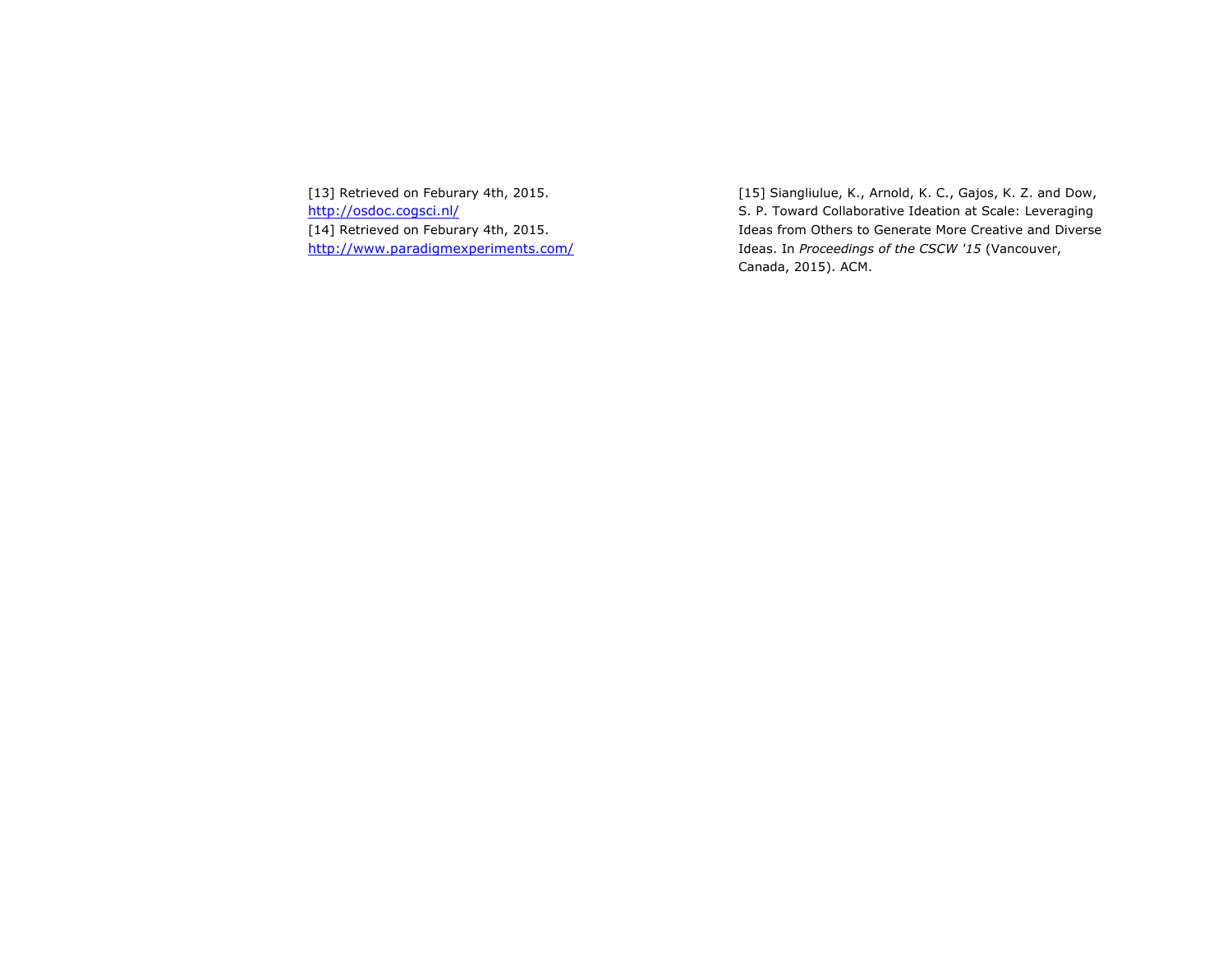[13] Retrieved on Feburary 4th, 2015.
http://osdoc.cogsci.nl/

[14] Retrieved on Feburary 4th, 2015.
http://www.paradigmexperiments.com/

[15] Siangliulue, K., Arnold, K. C., Gajos, K. Z. and Dow, S. P. Toward Collaborative Ideation at Scale: Leveraging Ideas from Others to Generate More Creative and Diverse Ideas. In *Proceedings of the CSCW '15* (Vancouver, Canada, 2015). ACM.